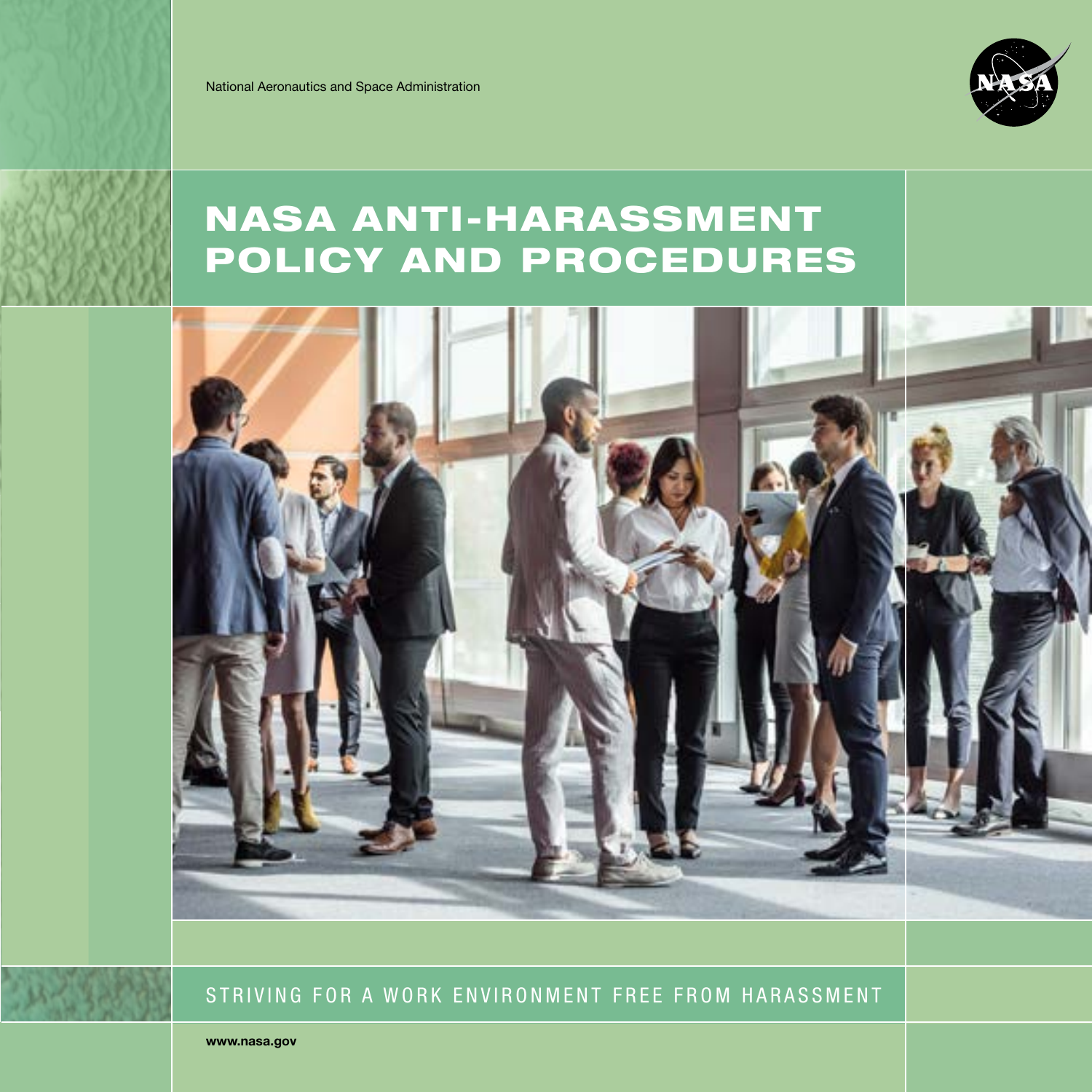National Aeronautics and Space Administration

# NASA ANTI-HARASSMENT POLICY AND PROCEDURES

STRIVING FOR A WORK ENVIRONMENT FREE FROM HARASSMENT

**www.nasa.gov**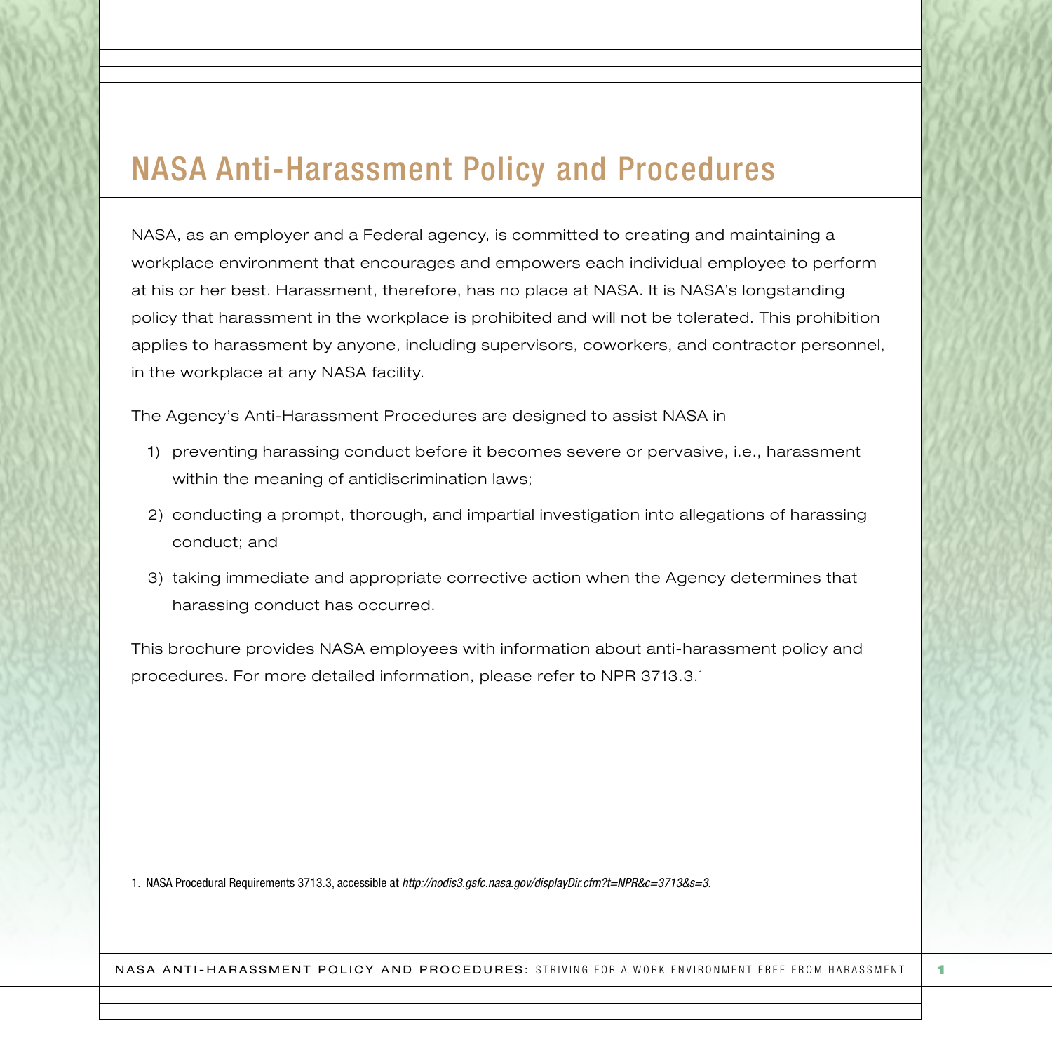# NASA Anti-Harassment Policy and Procedures

NASA, as an employer and a Federal agency, is committed to creating and maintaining a workplace environment that encourages and empowers each individual employee to perform at his or her best. Harassment, therefore, has no place at NASA. It is NASA's longstanding policy that harassment in the workplace is prohibited and will not be tolerated. This prohibition applies to harassment by anyone, including supervisors, coworkers, and contractor personnel, in the workplace at any NASA facility.

The Agency's Anti-Harassment Procedures are designed to assist NASA in

1) preventing harassing conduct before it becomes severe or pervasive, i.e., harassment within the meaning of antidiscrimination laws;
2) conducting a prompt, thorough, and impartial investigation into allegations of harassing conduct; and
3) taking immediate and appropriate corrective action when the Agency determines that harassing conduct has occurred.

This brochure provides NASA employees with information about anti-harassment policy and procedures. For more detailed information, please refer to NPR 3713.3.[1]

1. NASA Procedural Requirements 3713.3, accessible at *http://nodis3.gsfc.nasa.gov/displayDir.cfm?t=NPR&c=3713&s=3*.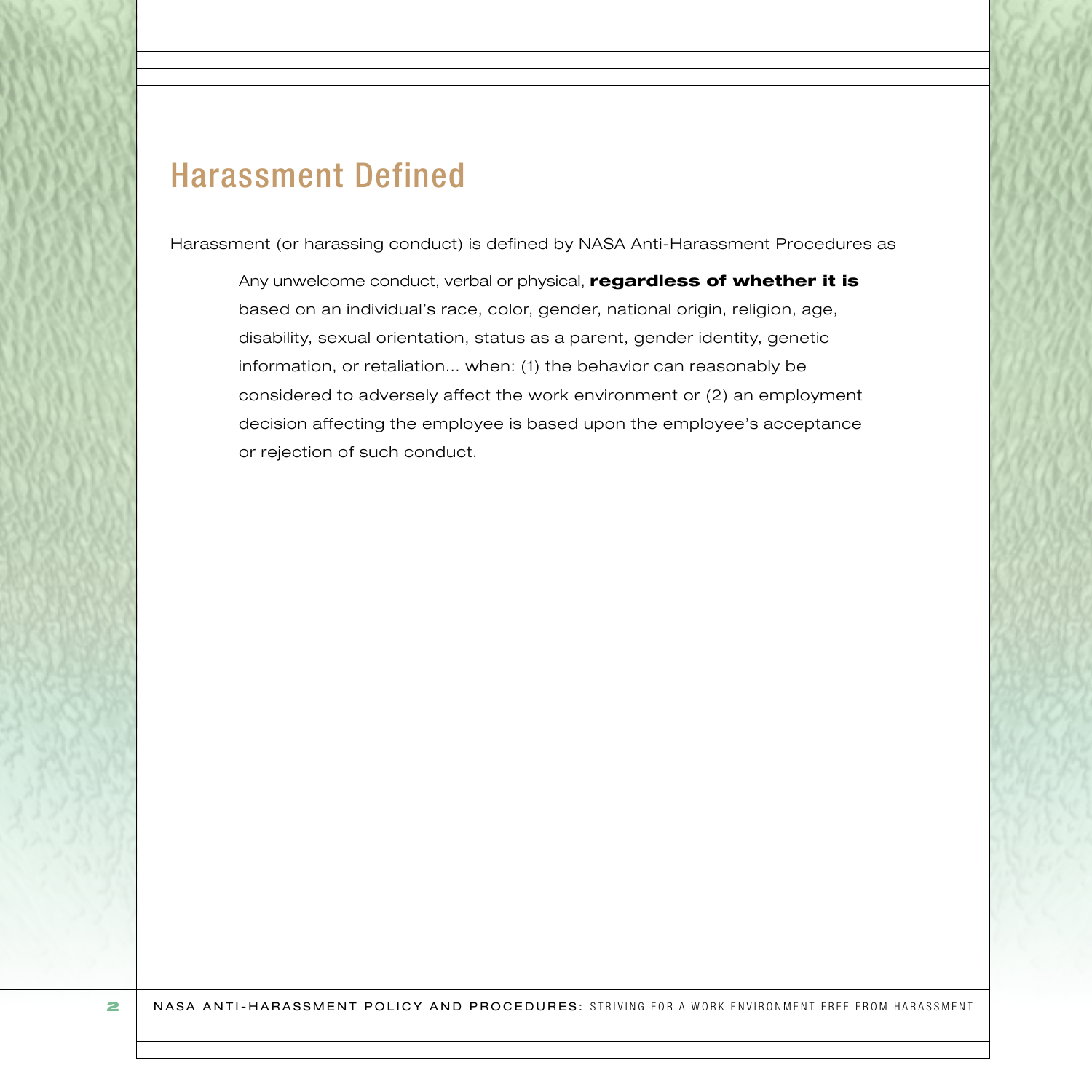## Harassment Defined

Harassment (or harassing conduct) is defined by NASA Anti-Harassment Procedures as

> Any unwelcome conduct, verbal or physical, **regardless of whether it is** based on an individual's race, color, gender, national origin, religion, age, disability, sexual orientation, status as a parent, gender identity, genetic information, or retaliation... when: (1) the behavior can reasonably be considered to adversely affect the work environment or (2) an employment decision affecting the employee is based upon the employee's acceptance or rejection of such conduct.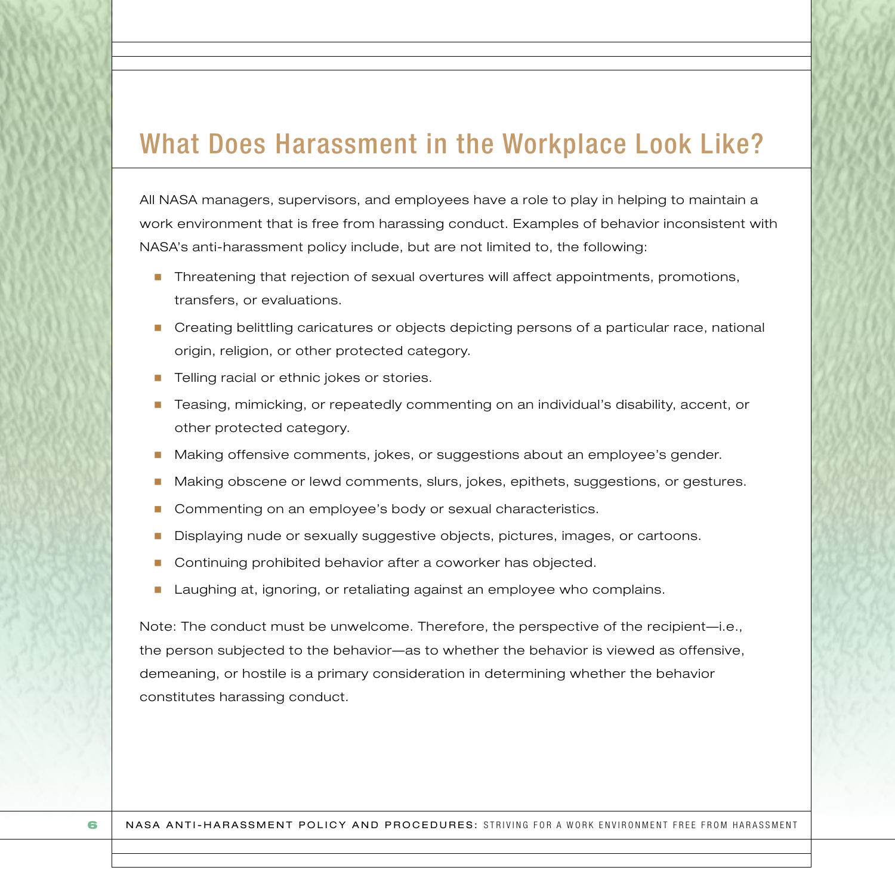# What Does Harassment in the Workplace Look Like?

All NASA managers, supervisors, and employees have a role to play in helping to maintain a work environment that is free from harassing conduct. Examples of behavior inconsistent with NASA's anti-harassment policy include, but are not limited to, the following:

- Threatening that rejection of sexual overtures will affect appointments, promotions, transfers, or evaluations.
- Creating belittling caricatures or objects depicting persons of a particular race, national origin, religion, or other protected category.
- Telling racial or ethnic jokes or stories.
- Teasing, mimicking, or repeatedly commenting on an individual's disability, accent, or other protected category.
- Making offensive comments, jokes, or suggestions about an employee's gender.
- Making obscene or lewd comments, slurs, jokes, epithets, suggestions, or gestures.
- Commenting on an employee's body or sexual characteristics.
- Displaying nude or sexually suggestive objects, pictures, images, or cartoons.
- Continuing prohibited behavior after a coworker has objected.
- Laughing at, ignoring, or retaliating against an employee who complains.

Note: The conduct must be unwelcome. Therefore, the perspective of the recipient—i.e., the person subjected to the behavior—as to whether the behavior is viewed as offensive, demeaning, or hostile is a primary consideration in determining whether the behavior constitutes harassing conduct.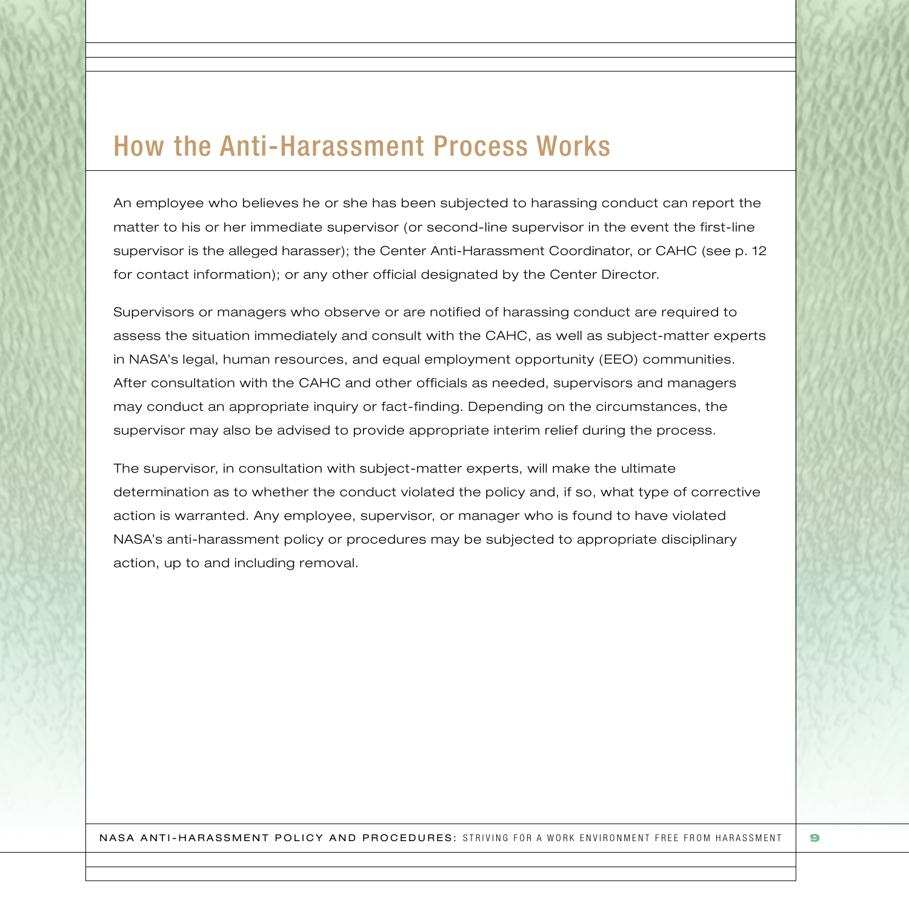# How the Anti-Harassment Process Works

An employee who believes he or she has been subjected to harassing conduct can report the matter to his or her immediate supervisor (or second-line supervisor in the event the first-line supervisor is the alleged harasser); the Center Anti-Harassment Coordinator, or CAHC (see p. 12 for contact information); or any other official designated by the Center Director.

Supervisors or managers who observe or are notified of harassing conduct are required to assess the situation immediately and consult with the CAHC, as well as subject-matter experts in NASA's legal, human resources, and equal employment opportunity (EEO) communities. After consultation with the CAHC and other officials as needed, supervisors and managers may conduct an appropriate inquiry or fact-finding. Depending on the circumstances, the supervisor may also be advised to provide appropriate interim relief during the process.

The supervisor, in consultation with subject-matter experts, will make the ultimate determination as to whether the conduct violated the policy and, if so, what type of corrective action is warranted. Any employee, supervisor, or manager who is found to have violated NASA's anti-harassment policy or procedures may be subjected to appropriate disciplinary action, up to and including removal.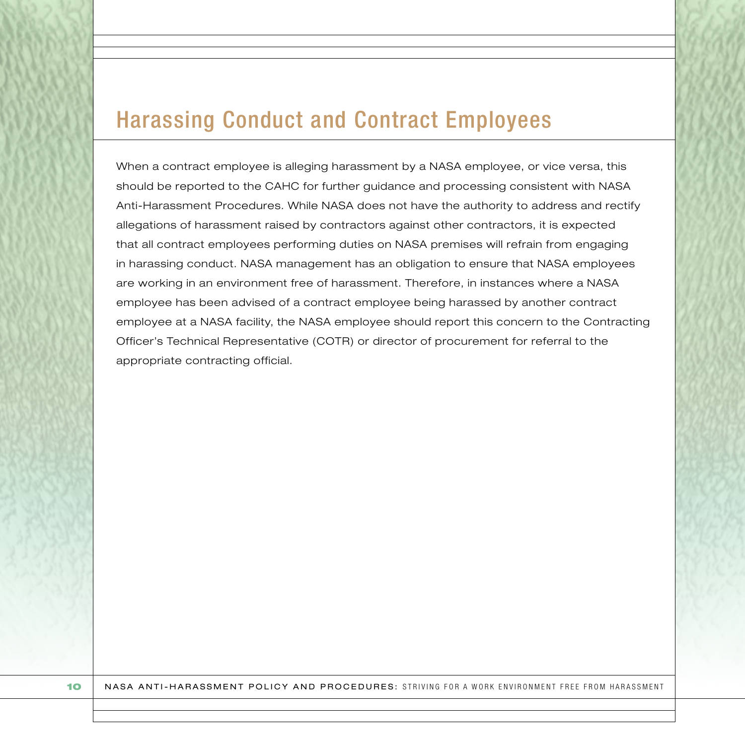## Harassing Conduct and Contract Employees

When a contract employee is alleging harassment by a NASA employee, or vice versa, this should be reported to the CAHC for further guidance and processing consistent with NASA Anti-Harassment Procedures. While NASA does not have the authority to address and rectify allegations of harassment raised by contractors against other contractors, it is expected that all contract employees performing duties on NASA premises will refrain from engaging in harassing conduct. NASA management has an obligation to ensure that NASA employees are working in an environment free of harassment. Therefore, in instances where a NASA employee has been advised of a contract employee being harassed by another contract employee at a NASA facility, the NASA employee should report this concern to the Contracting Officer's Technical Representative (COTR) or director of procurement for referral to the appropriate contracting official.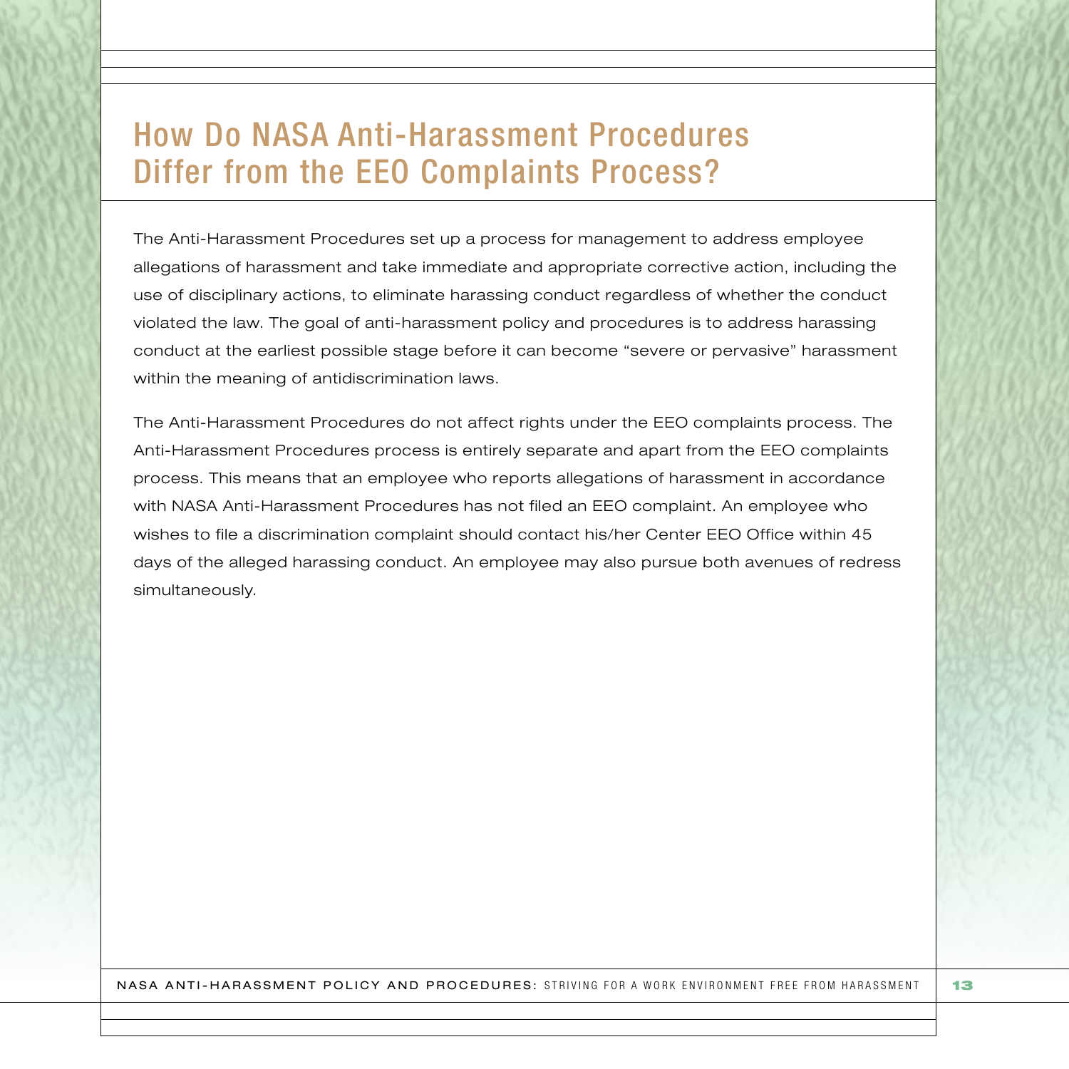# How Do NASA Anti-Harassment Procedures Differ from the EEO Complaints Process?

The Anti-Harassment Procedures set up a process for management to address employee allegations of harassment and take immediate and appropriate corrective action, including the use of disciplinary actions, to eliminate harassing conduct regardless of whether the conduct violated the law. The goal of anti-harassment policy and procedures is to address harassing conduct at the earliest possible stage before it can become "severe or pervasive" harassment within the meaning of antidiscrimination laws.

The Anti-Harassment Procedures do not affect rights under the EEO complaints process. The Anti-Harassment Procedures process is entirely separate and apart from the EEO complaints process. This means that an employee who reports allegations of harassment in accordance with NASA Anti-Harassment Procedures has not filed an EEO complaint. An employee who wishes to file a discrimination complaint should contact his/her Center EEO Office within 45 days of the alleged harassing conduct. An employee may also pursue both avenues of redress simultaneously.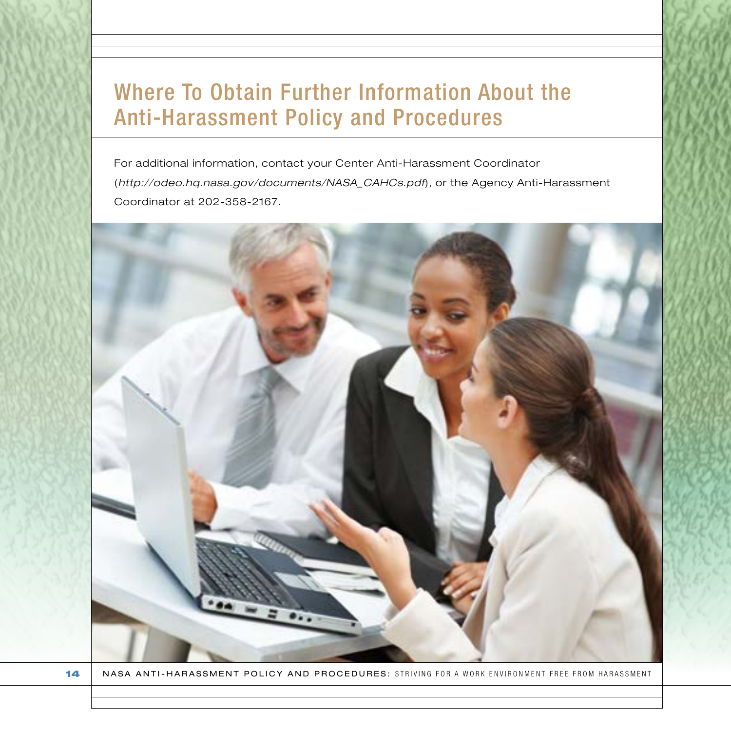# Where To Obtain Further Information About the Anti-Harassment Policy and Procedures

For additional information, contact your Center Anti-Harassment Coordinator (*http://odeo.hq.nasa.gov/documents/NASA_CAHCs.pdf*), or the Agency Anti-Harassment Coordinator at 202-358-2167.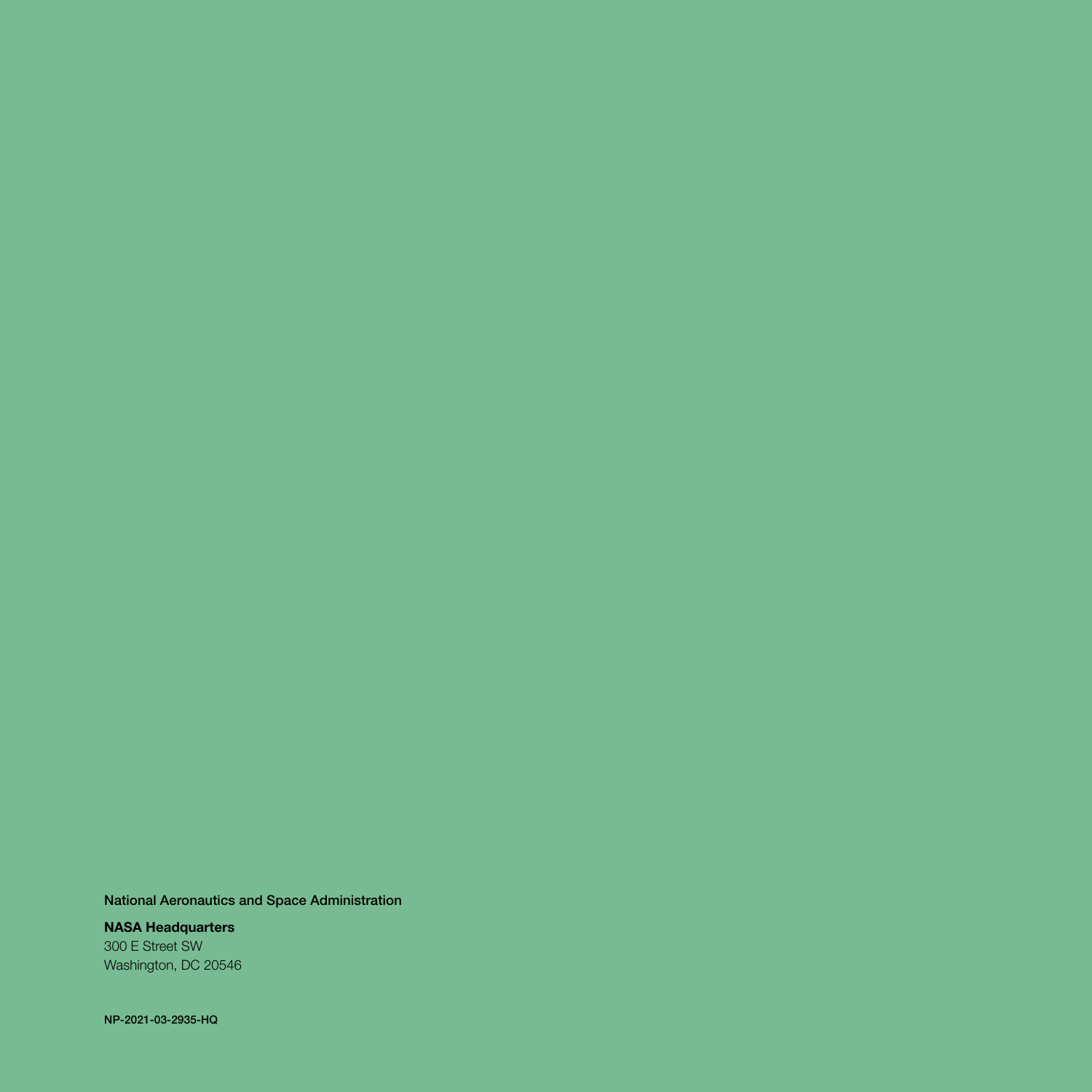National Aeronautics and Space Administration

**NASA Headquarters**
300 E Street SW
Washington, DC 20546

NP-2021-03-2935-HQ